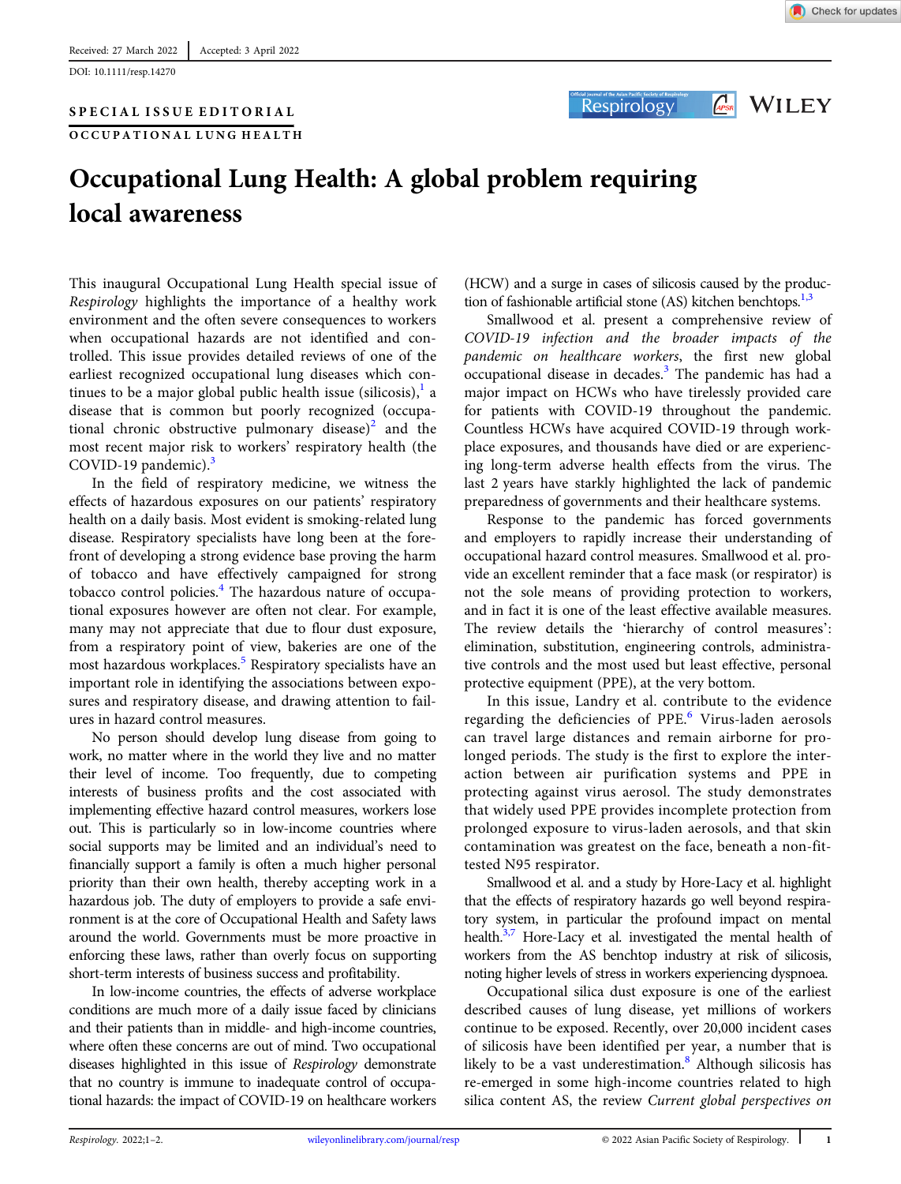Received: 27 March 2022 | Accepted: 3 April 2022

DOI: 10.1111/resp.14270

SPECIAL ISSUE EDITORIAL

OCCUPATIONAL LUNG HEALTH

# Occupational Lung Health: A global problem requiring local awareness

This inaugural Occupational Lung Health special issue of *Respirology* highlights the importance of a healthy work environment and the often severe consequences to workers when occupational hazards are not identified and controlled. This issue provides detailed reviews of one of the earliest recognized occupational lung diseases which continues to be a major global public health issue (silicosis),[1] a disease that is common but poorly recognized (occupational chronic obstructive pulmonary disease)[2] and the most recent major risk to workers' respiratory health (the COVID-19 pandemic).[3]

In the field of respiratory medicine, we witness the effects of hazardous exposures on our patients' respiratory health on a daily basis. Most evident is smoking-related lung disease. Respiratory specialists have long been at the forefront of developing a strong evidence base proving the harm of tobacco and have effectively campaigned for strong tobacco control policies.[4] The hazardous nature of occupational exposures however are often not clear. For example, many may not appreciate that due to flour dust exposure, from a respiratory point of view, bakeries are one of the most hazardous workplaces.[5] Respiratory specialists have an important role in identifying the associations between exposures and respiratory disease, and drawing attention to failures in hazard control measures.

No person should develop lung disease from going to work, no matter where in the world they live and no matter their level of income. Too frequently, due to competing interests of business profits and the cost associated with implementing effective hazard control measures, workers lose out. This is particularly so in low-income countries where social supports may be limited and an individual's need to financially support a family is often a much higher personal priority than their own health, thereby accepting work in a hazardous job. The duty of employers to provide a safe environment is at the core of Occupational Health and Safety laws around the world. Governments must be more proactive in enforcing these laws, rather than overly focus on supporting short-term interests of business success and profitability.

In low-income countries, the effects of adverse workplace conditions are much more of a daily issue faced by clinicians and their patients than in middle- and high-income countries, where often these concerns are out of mind. Two occupational diseases highlighted in this issue of *Respirology* demonstrate that no country is immune to inadequate control of occupational hazards: the impact of COVID-19 on healthcare workers (HCW) and a surge in cases of silicosis caused by the production of fashionable artificial stone (AS) kitchen benchtops.[1,3]

Smallwood et al. present a comprehensive review of *COVID-19 infection and the broader impacts of the pandemic on healthcare workers*, the first new global occupational disease in decades.[3] The pandemic has had a major impact on HCWs who have tirelessly provided care for patients with COVID-19 throughout the pandemic. Countless HCWs have acquired COVID-19 through workplace exposures, and thousands have died or are experiencing long-term adverse health effects from the virus. The last 2 years have starkly highlighted the lack of pandemic preparedness of governments and their healthcare systems.

Response to the pandemic has forced governments and employers to rapidly increase their understanding of occupational hazard control measures. Smallwood et al. provide an excellent reminder that a face mask (or respirator) is not the sole means of providing protection to workers, and in fact it is one of the least effective available measures. The review details the 'hierarchy of control measures': elimination, substitution, engineering controls, administrative controls and the most used but least effective, personal protective equipment (PPE), at the very bottom.

In this issue, Landry et al. contribute to the evidence regarding the deficiencies of PPE.[6] Virus-laden aerosols can travel large distances and remain airborne for prolonged periods. The study is the first to explore the interaction between air purification systems and PPE in protecting against virus aerosol. The study demonstrates that widely used PPE provides incomplete protection from prolonged exposure to virus-laden aerosols, and that skin contamination was greatest on the face, beneath a non-fit-tested N95 respirator.

Smallwood et al. and a study by Hore-Lacy et al. highlight that the effects of respiratory hazards go well beyond respiratory system, in particular the profound impact on mental health.[3,7] Hore-Lacy et al. investigated the mental health of workers from the AS benchtop industry at risk of silicosis, noting higher levels of stress in workers experiencing dyspnoea.

Occupational silica dust exposure is one of the earliest described causes of lung disease, yet millions of workers continue to be exposed. Recently, over 20,000 incident cases of silicosis have been identified per year, a number that is likely to be a vast underestimation.[8] Although silicosis has re-emerged in some high-income countries related to high silica content AS, the review *Current global perspectives on*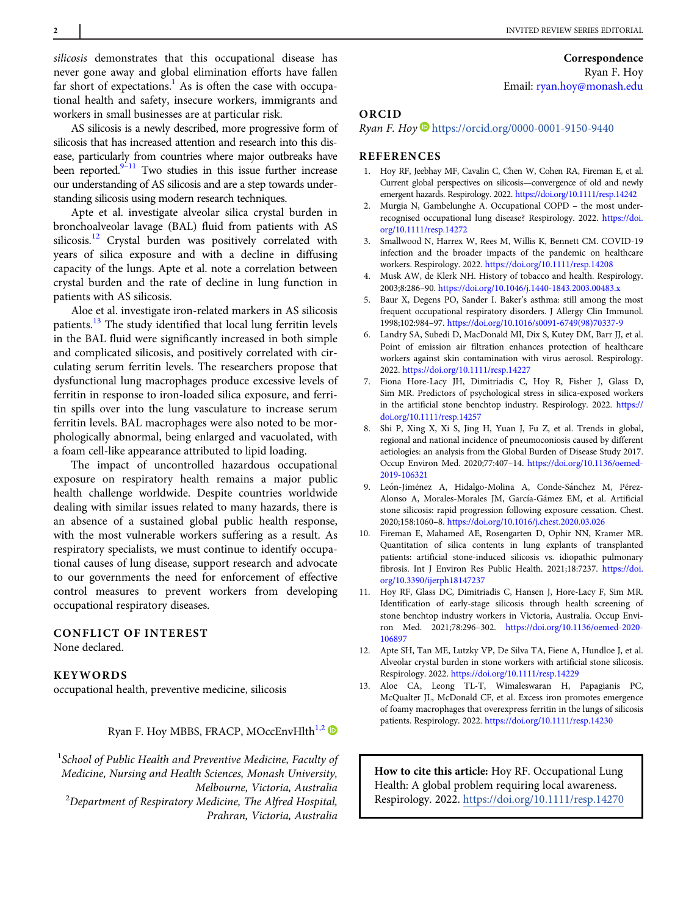silicosis demonstrates that this occupational disease has never gone away and global elimination efforts have fallen far short of expectations.[1] As is often the case with occupational health and safety, insecure workers, immigrants and workers in small businesses are at particular risk.

AS silicosis is a newly described, more progressive form of silicosis that has increased attention and research into this disease, particularly from countries where major outbreaks have been reported.[9–11] Two studies in this issue further increase our understanding of AS silicosis and are a step towards understanding silicosis using modern research techniques.

Apte et al. investigate alveolar silica crystal burden in bronchoalveolar lavage (BAL) fluid from patients with AS silicosis.[12] Crystal burden was positively correlated with years of silica exposure and with a decline in diffusing capacity of the lungs. Apte et al. note a correlation between crystal burden and the rate of decline in lung function in patients with AS silicosis.

Aloe et al. investigate iron-related markers in AS silicosis patients.[13] The study identified that local lung ferritin levels in the BAL fluid were significantly increased in both simple and complicated silicosis, and positively correlated with circulating serum ferritin levels. The researchers propose that dysfunctional lung macrophages produce excessive levels of ferritin in response to iron-loaded silica exposure, and ferritin spills over into the lung vasculature to increase serum ferritin levels. BAL macrophages were also noted to be morphologically abnormal, being enlarged and vacuolated, with a foam cell-like appearance attributed to lipid loading.

The impact of uncontrolled hazardous occupational exposure on respiratory health remains a major public health challenge worldwide. Despite countries worldwide dealing with similar issues related to many hazards, there is an absence of a sustained global public health response, with the most vulnerable workers suffering as a result. As respiratory specialists, we must continue to identify occupational causes of lung disease, support research and advocate to our governments the need for enforcement of effective control measures to prevent workers from developing occupational respiratory diseases.

## CONFLICT OF INTEREST

None declared.

## KEYWORDS

occupational health, preventive medicine, silicosis

Ryan F. Hoy MBBS, FRACP, MOccEnvHlth[1,2]

[1]*School of Public Health and Preventive Medicine, Faculty of Medicine, Nursing and Health Sciences, Monash University, Melbourne, Victoria, Australia*

[2]*Department of Respiratory Medicine, The Alfred Hospital, Prahran, Victoria, Australia*

**Correspondence**

Ryan F. Hoy

Email: ryan.hoy@monash.edu

## ORCID

*Ryan F. Hoy* https://orcid.org/0000-0001-9150-9440

## REFERENCES

1. Hoy RF, Jeebhay MF, Cavalin C, Chen W, Cohen RA, Fireman E, et al. Current global perspectives on silicosis—convergence of old and newly emergent hazards. Respirology. 2022. https://doi.org/10.1111/resp.14242
2. Murgia N, Gambelunghe A. Occupational COPD – the most under-recognised occupational lung disease? Respirology. 2022. https://doi.org/10.1111/resp.14272
3. Smallwood N, Harrex W, Rees M, Willis K, Bennett CM. COVID-19 infection and the broader impacts of the pandemic on healthcare workers. Respirology. 2022. https://doi.org/10.1111/resp.14208
4. Musk AW, de Klerk NH. History of tobacco and health. Respirology. 2003;8:286–90. https://doi.org/10.1046/j.1440-1843.2003.00483.x
5. Baur X, Degens PO, Sander I. Baker's asthma: still among the most frequent occupational respiratory disorders. J Allergy Clin Immunol. 1998;102:984–97. https://doi.org/10.1016/s0091-6749(98)70337-9
6. Landry SA, Subedi D, MacDonald MI, Dix S, Kutey DM, Barr JJ, et al. Point of emission air filtration enhances protection of healthcare workers against skin contamination with virus aerosol. Respirology. 2022. https://doi.org/10.1111/resp.14227
7. Fiona Hore-Lacy JH, Dimitriadis C, Hoy R, Fisher J, Glass D, Sim MR. Predictors of psychological stress in silica-exposed workers in the artificial stone benchtop industry. Respirology. 2022. https://doi.org/10.1111/resp.14257
8. Shi P, Xing X, Xi S, Jing H, Yuan J, Fu Z, et al. Trends in global, regional and national incidence of pneumoconiosis caused by different aetiologies: an analysis from the Global Burden of Disease Study 2017. Occup Environ Med. 2020;77:407–14. https://doi.org/10.1136/oemed-2019-106321
9. León-Jiménez A, Hidalgo-Molina A, Conde-Sánchez M, Pérez-Alonso A, Morales-Morales JM, García-Gámez EM, et al. Artificial stone silicosis: rapid progression following exposure cessation. Chest. 2020;158:1060–8. https://doi.org/10.1016/j.chest.2020.03.026
10. Fireman E, Mahamed AE, Rosengarten D, Ophir NN, Kramer MR. Quantitation of silica contents in lung explants of transplanted patients: artificial stone-induced silicosis vs. idiopathic pulmonary fibrosis. Int J Environ Res Public Health. 2021;18:7237. https://doi.org/10.3390/ijerph18147237
11. Hoy RF, Glass DC, Dimitriadis C, Hansen J, Hore-Lacy F, Sim MR. Identification of early-stage silicosis through health screening of stone benchtop industry workers in Victoria, Australia. Occup Environ Med. 2021;78:296–302. https://doi.org/10.1136/oemed-2020-106897
12. Apte SH, Tan ME, Lutzky VP, De Silva TA, Fiene A, Hundloe J, et al. Alveolar crystal burden in stone workers with artificial stone silicosis. Respirology. 2022. https://doi.org/10.1111/resp.14229
13. Aloe CA, Leong TL-T, Wimaleswaran H, Papagianis PC, McQualter JL, McDonald CF, et al. Excess iron promotes emergence of foamy macrophages that overexpress ferritin in the lungs of silicosis patients. Respirology. 2022. https://doi.org/10.1111/resp.14230

**How to cite this article:** Hoy RF. Occupational Lung Health: A global problem requiring local awareness. Respirology. 2022. https://doi.org/10.1111/resp.14270